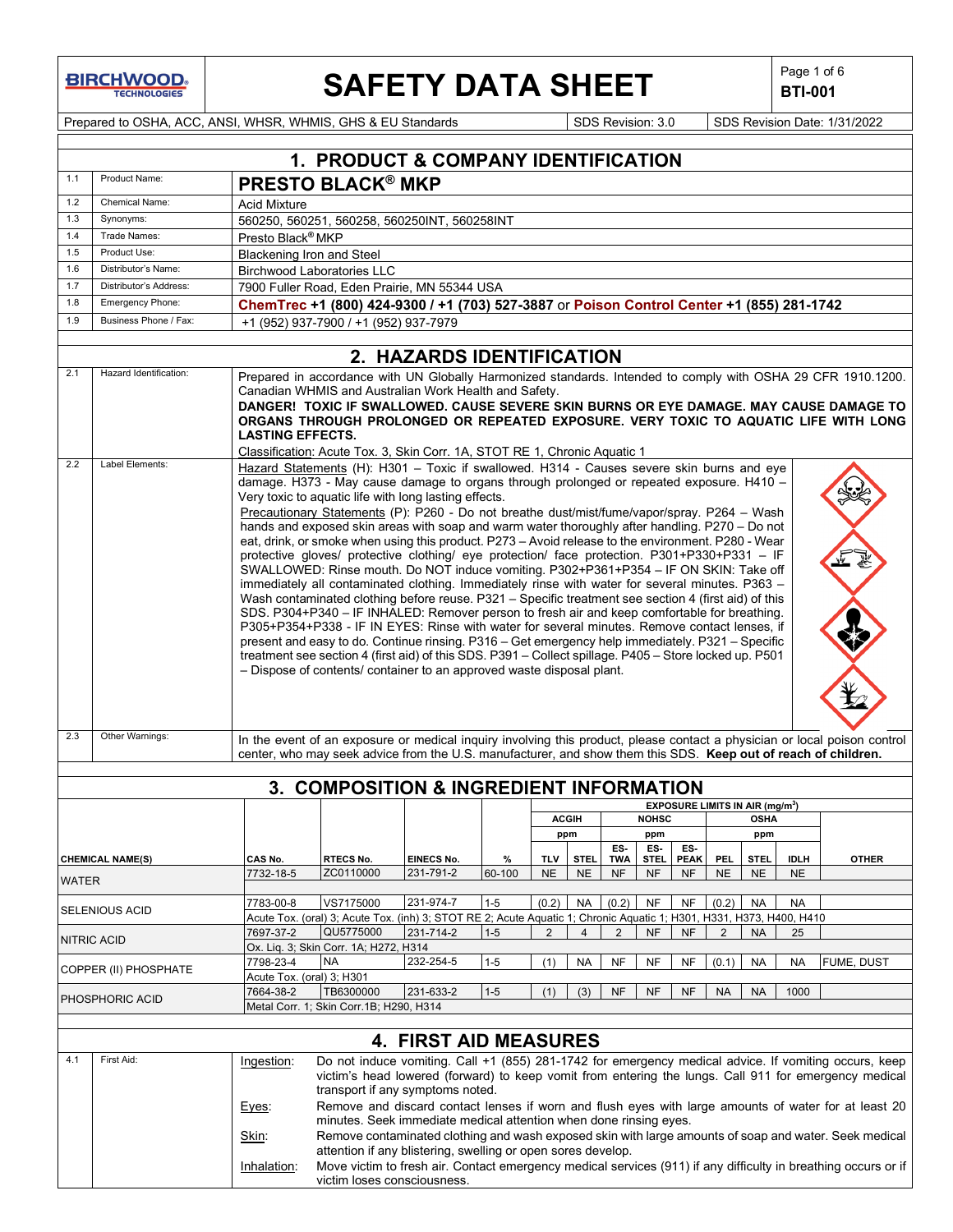# SAFETY DATA SHEET

**BTI-001**

| Prepared to OSHA, ACC, ANSI, WHSR, WHMIS, GHS & EU Standards | SDS Revision: 3.0 | SDS Revision Date: 1/31/2022 |
|---|---|---|

## 1. PRODUCT & COMPANY IDENTIFICATION

| | | |
|---|---|---|
| 1.1 | Product Name: | **PRESTO BLACK® MKP** |
| 1.2 | Chemical Name: | Acid Mixture |
| 1.3 | Synonyms: | 560250, 560251, 560258, 560250INT, 560258INT |
| 1.4 | Trade Names: | Presto Black® MKP |
| 1.5 | Product Use: | Blackening Iron and Steel |
| 1.6 | Distributor's Name: | Birchwood Laboratories LLC |
| 1.7 | Distributor's Address: | 7900 Fuller Road, Eden Prairie, MN 55344 USA |
| 1.8 | Emergency Phone: | **ChemTrec +1 (800) 424-9300 / +1 (703) 527-3887** or **Poison Control Center +1 (855) 281-1742** |
| 1.9 | Business Phone / Fax: | +1 (952) 937-7900 / +1 (952) 937-7979 |

## 2. HAZARDS IDENTIFICATION

**2.1 Hazard Identification:**

Prepared in accordance with UN Globally Harmonized standards. Intended to comply with OSHA 29 CFR 1910.1200. Canadian WHMIS and Australian Work Health and Safety.

**DANGER! TOXIC IF SWALLOWED. CAUSE SEVERE SKIN BURNS OR EYE DAMAGE. MAY CAUSE DAMAGE TO ORGANS THROUGH PROLONGED OR REPEATED EXPOSURE. VERY TOXIC TO AQUATIC LIFE WITH LONG LASTING EFFECTS.**

Classification: Acute Tox. 3, Skin Corr. 1A, STOT RE 1, Chronic Aquatic 1

**2.2 Label Elements:**

Hazard Statements (H): H301 – Toxic if swallowed. H314 - Causes severe skin burns and eye damage. H373 - May cause damage to organs through prolonged or repeated exposure. H410 – Very toxic to aquatic life with long lasting effects.

Precautionary Statements (P): P260 - Do not breathe dust/mist/fume/vapor/spray. P264 – Wash hands and exposed skin areas with soap and warm water thoroughly after handling. P270 – Do not eat, drink, or smoke when using this product. P273 – Avoid release to the environment. P280 - Wear protective gloves/ protective clothing/ eye protection/ face protection. P301+P330+P331 – IF SWALLOWED: Rinse mouth. Do NOT induce vomiting. P302+P361+P354 – IF ON SKIN: Take off immediately all contaminated clothing. Immediately rinse with water for several minutes. P363 – Wash contaminated clothing before reuse. P321 – Specific treatment see section 4 (first aid) of this SDS. P304+P340 – IF INHALED: Remover person to fresh air and keep comfortable for breathing. P305+P354+P338 - IF IN EYES: Rinse with water for several minutes. Remove contact lenses, if present and easy to do. Continue rinsing. P316 – Get emergency help immediately. P321 – Specific treatment see section 4 (first aid) of this SDS. P391 – Collect spillage. P405 – Store locked up. P501 – Dispose of contents/ container to an approved waste disposal plant.

**2.3 Other Warnings:**

In the event of an exposure or medical inquiry involving this product, please contact a physician or local poison control center, who may seek advice from the U.S. manufacturer, and show them this SDS. **Keep out of reach of children.**

## 3. COMPOSITION & INGREDIENT INFORMATION

| | | | | | EXPOSURE LIMITS IN AIR (mg/m³) | | | | | | | | |
|---|---|---|---|---|---|---|---|---|---|---|---|---|---|
| | | | | | ACGIH | | NOHSC | | | OSHA | | | |
| | | | | | ppm | | ppm | | | ppm | | | |
| **CHEMICAL NAME(S)** | **CAS No.** | **RTECS No.** | **EINECS No.** | **%** | **TLV** | **STEL** | **ES-TWA** | **ES-STEL** | **ES-PEAK** | **PEL** | **STEL** | **IDLH** | **OTHER** |
| WATER | 7732-18-5 | ZC0110000 | 231-791-2 | 60-100 | NE | NE | NF | NF | NF | NE | NE | NE | |
| SELENIOUS ACID | 7783-00-8 | VS7175000 | 231-974-7 | 1-5 | (0.2) | NA | (0.2) | NF | NF | (0.2) | NA | NA | |
| | Acute Tox. (oral) 3; Acute Tox. (inh) 3; STOT RE 2; Acute Aquatic 1; Chronic Aquatic 1; H301, H331, H373, H400, H410 | | | | | | | | | | | | |
| NITRIC ACID | 7697-37-2 | QU5775000 | 231-714-2 | 1-5 | 2 | 4 | 2 | NF | NF | 2 | NA | 25 | |
| | Ox. Liq. 3; Skin Corr. 1A; H272, H314 | | | | | | | | | | | | |
| COPPER (II) PHOSPHATE | 7798-23-4 | NA | 232-254-5 | 1-5 | (1) | NA | NF | NF | NF | (0.1) | NA | NA | FUME, DUST |
| | Acute Tox. (oral) 3; H301 | | | | | | | | | | | | |
| PHOSPHORIC ACID | 7664-38-2 | TB6300000 | 231-633-2 | 1-5 | (1) | (3) | NF | NF | NF | NA | NA | 1000 | |
| | Metal Corr. 1; Skin Corr.1B; H290, H314 | | | | | | | | | | | | |

## 4. FIRST AID MEASURES

**4.1 First Aid:**

Ingestion: Do not induce vomiting. Call +1 (855) 281-1742 for emergency medical advice. If vomiting occurs, keep victim's head lowered (forward) to keep vomit from entering the lungs. Call 911 for emergency medical transport if any symptoms noted.

Eyes: Remove and discard contact lenses if worn and flush eyes with large amounts of water for at least 20 minutes. Seek immediate medical attention when done rinsing eyes.

Skin: Remove contaminated clothing and wash exposed skin with large amounts of soap and water. Seek medical attention if any blistering, swelling or open sores develop.

Inhalation: Move victim to fresh air. Contact emergency medical services (911) if any difficulty in breathing occurs or if victim loses consciousness.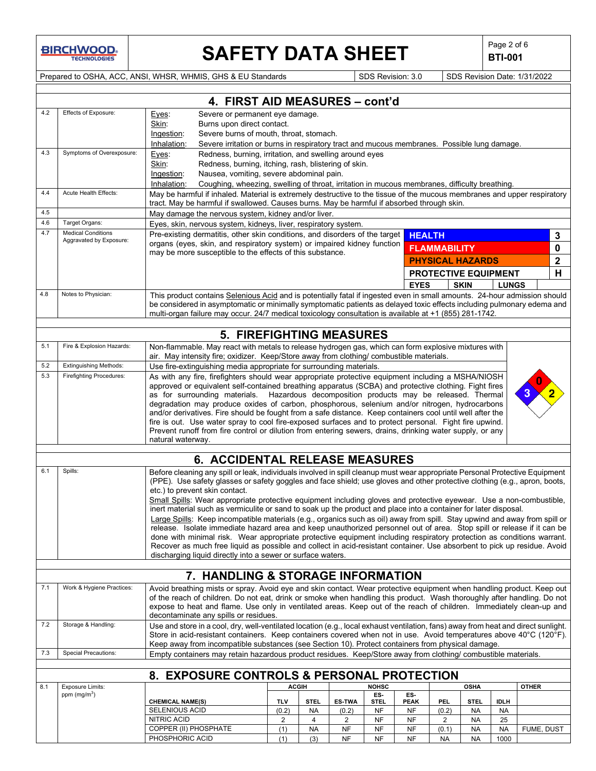## 4. FIRST AID MEASURES – cont'd

| No. | Item | Details |
|---|---|---|
| 4.2 | Effects of Exposure: | Eyes: Severe or permanent eye damage.<br>Skin: Burns upon direct contact.<br>Ingestion: Severe burns of mouth, throat, stomach.<br>Inhalation: Severe irritation or burns in respiratory tract and mucous membranes. Possible lung damage. |
| 4.3 | Symptoms of Overexposure: | Eyes: Redness, burning, irritation, and swelling around eyes<br>Skin: Redness, burning, itching, rash, blistering of skin.<br>Ingestion: Nausea, vomiting, severe abdominal pain.<br>Inhalation: Coughing, wheezing, swelling of throat, irritation in mucous membranes, difficulty breathing. |
| 4.4 | Acute Health Effects: | May be harmful if inhaled. Material is extremely destructive to the tissue of the mucous membranes and upper respiratory tract. May be harmful if swallowed. Causes burns. May be harmful if absorbed through skin. |
| 4.5 | | May damage the nervous system, kidney and/or liver. |
| 4.6 | Target Organs: | Eyes, skin, nervous system, kidneys, liver, respiratory system. |
| 4.7 | Medical Conditions Aggravated by Exposure: | Pre-existing dermatitis, other skin conditions, and disorders of the target organs (eyes, skin, and respiratory system) or impaired kidney function may be more susceptible to the effects of this substance. |
| 4.8 | Notes to Physician: | This product contains Selenious Acid and is potentially fatal if ingested even in small amounts. 24-hour admission should be considered in asymptomatic or minimally symptomatic patients as delayed toxic effects including pulmonary edema and multi-organ failure may occur. 24/7 medical toxicology consultation is available at +1 (855) 281-1742. |

| HMIS | |
|---|---|
| HEALTH | 3 |
| FLAMMABILITY | 0 |
| PHYSICAL HAZARDS | 2 |
| PROTECTIVE EQUIPMENT | H |

EYES | SKIN | LUNGS

## 5. FIREFIGHTING MEASURES

| No. | Item | Details |
|---|---|---|
| 5.1 | Fire & Explosion Hazards: | Non-flammable. May react with metals to release hydrogen gas, which can form explosive mixtures with air. May intensify fire; oxidizer. Keep/Store away from clothing/ combustible materials. |
| 5.2 | Extinguishing Methods: | Use fire-extinguishing media appropriate for surrounding materials. |
| 5.3 | Firefighting Procedures: | As with any fire, firefighters should wear appropriate protective equipment including a MSHA/NIOSH approved or equivalent self-contained breathing apparatus (SCBA) and protective clothing. Fight fires as for surrounding materials. Hazardous decomposition products may be released. Thermal degradation may produce oxides of carbon, phosphorous, selenium and/or nitrogen, hydrocarbons and/or derivatives. Fire should be fought from a safe distance. Keep containers cool until well after the fire is out. Use water spray to cool fire-exposed surfaces and to protect personal. Fight fire upwind. Prevent runoff from fire control or dilution from entering sewers, drains, drinking water supply, or any natural waterway. |

NFPA: Health 3, Flammability 0, Instability 2

## 6. ACCIDENTAL RELEASE MEASURES

| No. | Item | Details |
|---|---|---|
| 6.1 | Spills: | Before cleaning any spill or leak, individuals involved in spill cleanup must wear appropriate Personal Protective Equipment (PPE). Use safety glasses or safety goggles and face shield; use gloves and other protective clothing (e.g., apron, boots, etc.) to prevent skin contact.<br>Small Spills: Wear appropriate protective equipment including gloves and protective eyewear. Use a non-combustible, inert material such as vermiculite or sand to soak up the product and place into a container for later disposal.<br>Large Spills: Keep incompatible materials (e.g., organics such as oil) away from spill. Stay upwind and away from spill or release. Isolate immediate hazard area and keep unauthorized personnel out of area. Stop spill or release if it can be done with minimal risk. Wear appropriate protective equipment including respiratory protection as conditions warrant. Recover as much free liquid as possible and collect in acid-resistant container. Use absorbent to pick up residue. Avoid discharging liquid directly into a sewer or surface waters. |

## 7. HANDLING & STORAGE INFORMATION

| No. | Item | Details |
|---|---|---|
| 7.1 | Work & Hygiene Practices: | Avoid breathing mists or spray. Avoid eye and skin contact. Wear protective equipment when handling product. Keep out of the reach of children. Do not eat, drink or smoke when handling this product. Wash thoroughly after handling. Do not expose to heat and flame. Use only in ventilated areas. Keep out of the reach of children. Immediately clean-up and decontaminate any spills or residues. |
| 7.2 | Storage & Handling: | Use and store in a cool, dry, well-ventilated location (e.g., local exhaust ventilation, fans) away from heat and direct sunlight. Store in acid-resistant containers. Keep containers covered when not in use. Avoid temperatures above 40°C (120°F). Keep away from incompatible substances (see Section 10). Protect containers from physical damage. |
| 7.3 | Special Precautions: | Empty containers may retain hazardous product residues. Keep/Store away from clothing/ combustible materials. |

## 8. EXPOSURE CONTROLS & PERSONAL PROTECTION

8.1 Exposure Limits: ppm (mg/m$^3$)

| | ACGIH | | NOHSC | | | OSHA | | | OTHER |
|---|---|---|---|---|---|---|---|---|---|
| CHEMICAL NAME(S) | TLV | STEL | ES-TWA | ES-STEL | ES-PEAK | PEL | STEL | IDLH | |
| SELENIOUS ACID | (0.2) | NA | (0.2) | NF | NF | (0.2) | NA | NA | |
| NITRIC ACID | 2 | 4 | 2 | NF | NF | 2 | NA | 25 | |
| COPPER (II) PHOSPHATE | (1) | NA | NF | NF | NF | (0.1) | NA | NA | FUME, DUST |
| PHOSPHORIC ACID | (1) | (3) | NF | NF | NF | NA | NA | 1000 | |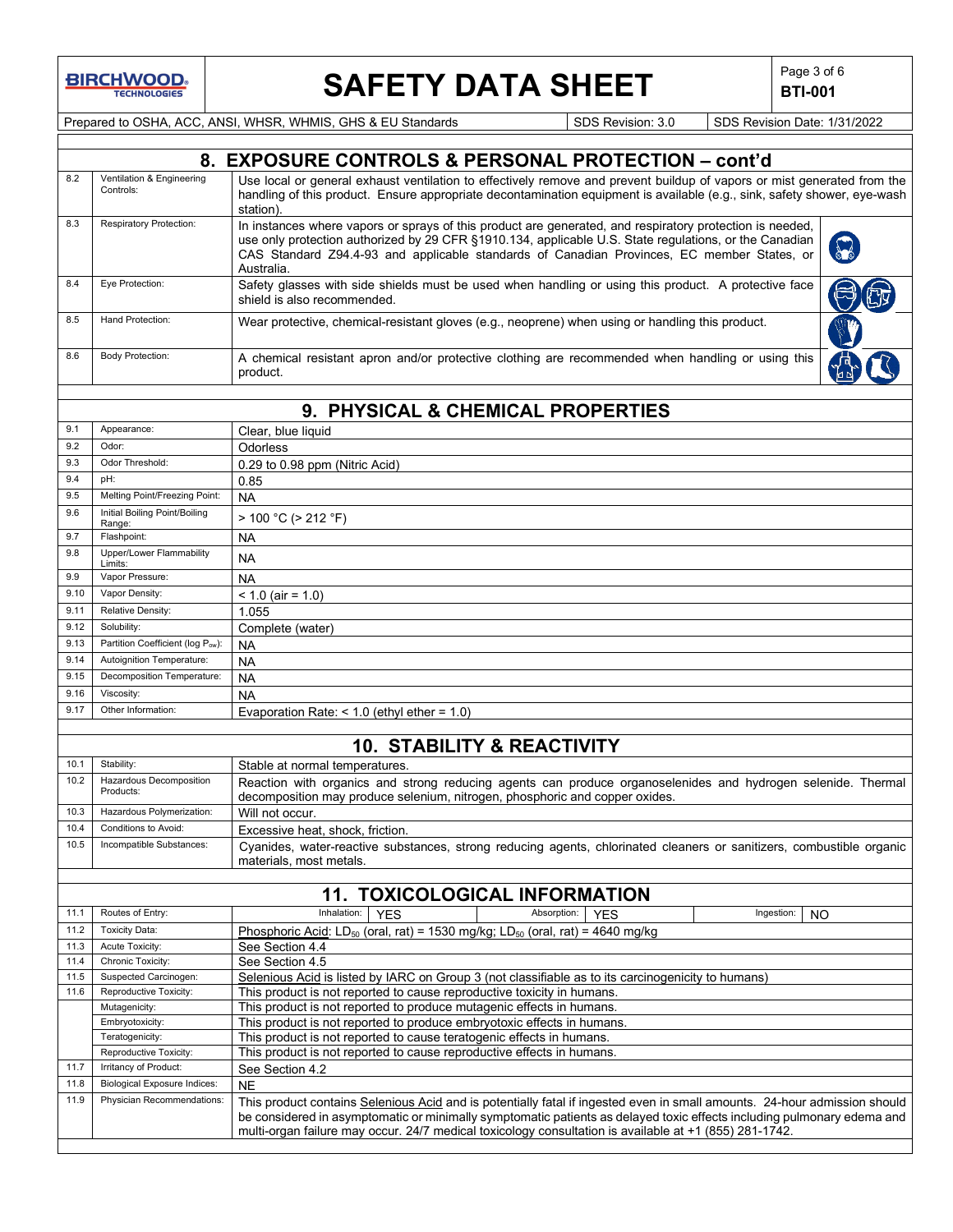## 8. EXPOSURE CONTROLS & PERSONAL PROTECTION – cont'd

| | | |
|---|---|---|
| 8.2 | Ventilation & Engineering Controls: | Use local or general exhaust ventilation to effectively remove and prevent buildup of vapors or mist generated from the handling of this product. Ensure appropriate decontamination equipment is available (e.g., sink, safety shower, eye-wash station). |
| 8.3 | Respiratory Protection: | In instances where vapors or sprays of this product are generated, and respiratory protection is needed, use only protection authorized by 29 CFR §1910.134, applicable U.S. State regulations, or the Canadian CAS Standard Z94.4-93 and applicable standards of Canadian Provinces, EC member States, or Australia. |
| 8.4 | Eye Protection: | Safety glasses with side shields must be used when handling or using this product. A protective face shield is also recommended. |
| 8.5 | Hand Protection: | Wear protective, chemical-resistant gloves (e.g., neoprene) when using or handling this product. |
| 8.6 | Body Protection: | A chemical resistant apron and/or protective clothing are recommended when handling or using this product. |

## 9. PHYSICAL & CHEMICAL PROPERTIES

| | | |
|---|---|---|
| 9.1 | Appearance: | Clear, blue liquid |
| 9.2 | Odor: | Odorless |
| 9.3 | Odor Threshold: | 0.29 to 0.98 ppm (Nitric Acid) |
| 9.4 | pH: | 0.85 |
| 9.5 | Melting Point/Freezing Point: | NA |
| 9.6 | Initial Boiling Point/Boiling Range: | > 100 °C (> 212 °F) |
| 9.7 | Flashpoint: | NA |
| 9.8 | Upper/Lower Flammability Limits: | NA |
| 9.9 | Vapor Pressure: | NA |
| 9.10 | Vapor Density: | < 1.0 (air = 1.0) |
| 9.11 | Relative Density: | 1.055 |
| 9.12 | Solubility: | Complete (water) |
| 9.13 | Partition Coefficient (log $P_{ow}$): | NA |
| 9.14 | Autoignition Temperature: | NA |
| 9.15 | Decomposition Temperature: | NA |
| 9.16 | Viscosity: | NA |
| 9.17 | Other Information: | Evaporation Rate: < 1.0 (ethyl ether = 1.0) |

## 10. STABILITY & REACTIVITY

| | | |
|---|---|---|
| 10.1 | Stability: | Stable at normal temperatures. |
| 10.2 | Hazardous Decomposition Products: | Reaction with organics and strong reducing agents can produce organoselenides and hydrogen selenide. Thermal decomposition may produce selenium, nitrogen, phosphoric and copper oxides. |
| 10.3 | Hazardous Polymerization: | Will not occur. |
| 10.4 | Conditions to Avoid: | Excessive heat, shock, friction. |
| 10.5 | Incompatible Substances: | Cyanides, water-reactive substances, strong reducing agents, chlorinated cleaners or sanitizers, combustible organic materials, most metals. |

## 11. TOXICOLOGICAL INFORMATION

| | | |
|---|---|---|
| 11.1 | Routes of Entry: | Inhalation: YES; Absorption: YES; Ingestion: NO |
| 11.2 | Toxicity Data: | Phosphoric Acid: $LD_{50}$ (oral, rat) = 1530 mg/kg; $LD_{50}$ (oral, rat) = 4640 mg/kg |
| 11.3 | Acute Toxicity: | See Section 4.4 |
| 11.4 | Chronic Toxicity: | See Section 4.5 |
| 11.5 | Suspected Carcinogen: | Selenious Acid is listed by IARC on Group 3 (not classifiable as to its carcinogenicity to humans) |
| 11.6 | Reproductive Toxicity: | This product is not reported to cause reproductive toxicity in humans. |
| | Mutagenicity: | This product is not reported to produce mutagenic effects in humans. |
| | Embryotoxicity: | This product is not reported to produce embryotoxic effects in humans. |
| | Teratogenicity: | This product is not reported to cause teratogenic effects in humans. |
| | Reproductive Toxicity: | This product is not reported to cause reproductive effects in humans. |
| 11.7 | Irritancy of Product: | See Section 4.2 |
| 11.8 | Biological Exposure Indices: | NE |
| 11.9 | Physician Recommendations: | This product contains Selenious Acid and is potentially fatal if ingested even in small amounts. 24-hour admission should be considered in asymptomatic or minimally symptomatic patients as delayed toxic effects including pulmonary edema and multi-organ failure may occur. 24/7 medical toxicology consultation is available at +1 (855) 281-1742. |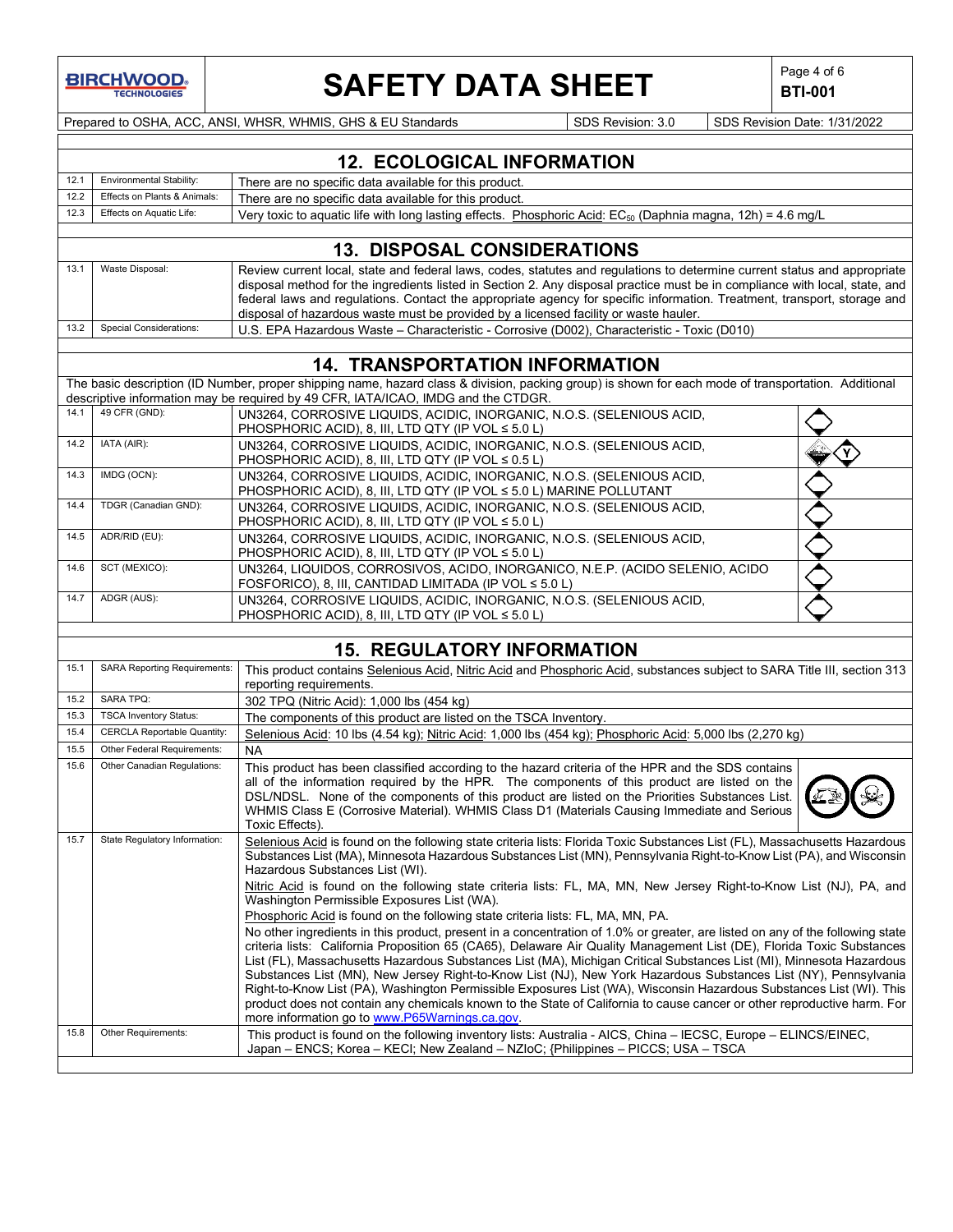## 12. ECOLOGICAL INFORMATION

| | | |
|---|---|---|
| 12.1 | Environmental Stability: | There are no specific data available for this product. |
| 12.2 | Effects on Plants & Animals: | There are no specific data available for this product. |
| 12.3 | Effects on Aquatic Life: | Very toxic to aquatic life with long lasting effects. Phosphoric Acid: $EC_{50}$ (Daphnia magna, 12h) = 4.6 mg/L |

## 13. DISPOSAL CONSIDERATIONS

| | | |
|---|---|---|
| 13.1 | Waste Disposal: | Review current local, state and federal laws, codes, statutes and regulations to determine current status and appropriate disposal method for the ingredients listed in Section 2. Any disposal practice must be in compliance with local, state, and federal laws and regulations. Contact the appropriate agency for specific information. Treatment, transport, storage and disposal of hazardous waste must be provided by a licensed facility or waste hauler. |
| 13.2 | Special Considerations: | U.S. EPA Hazardous Waste – Characteristic - Corrosive (D002), Characteristic - Toxic (D010) |

## 14. TRANSPORTATION INFORMATION

The basic description (ID Number, proper shipping name, hazard class & division, packing group) is shown for each mode of transportation. Additional descriptive information may be required by 49 CFR, IATA/ICAO, IMDG and the CTDGR.

| | | |
|---|---|---|
| 14.1 | 49 CFR (GND): | UN3264, CORROSIVE LIQUIDS, ACIDIC, INORGANIC, N.O.S. (SELENIOUS ACID, PHOSPHORIC ACID), 8, III, LTD QTY (IP VOL ≤ 5.0 L) |
| 14.2 | IATA (AIR): | UN3264, CORROSIVE LIQUIDS, ACIDIC, INORGANIC, N.O.S. (SELENIOUS ACID, PHOSPHORIC ACID), 8, III, LTD QTY (IP VOL ≤ 0.5 L) |
| 14.3 | IMDG (OCN): | UN3264, CORROSIVE LIQUIDS, ACIDIC, INORGANIC, N.O.S. (SELENIOUS ACID, PHOSPHORIC ACID), 8, III, LTD QTY (IP VOL ≤ 5.0 L) MARINE POLLUTANT |
| 14.4 | TDGR (Canadian GND): | UN3264, CORROSIVE LIQUIDS, ACIDIC, INORGANIC, N.O.S. (SELENIOUS ACID, PHOSPHORIC ACID), 8, III, LTD QTY (IP VOL ≤ 5.0 L) |
| 14.5 | ADR/RID (EU): | UN3264, CORROSIVE LIQUIDS, ACIDIC, INORGANIC, N.O.S. (SELENIOUS ACID, PHOSPHORIC ACID), 8, III, LTD QTY (IP VOL ≤ 5.0 L) |
| 14.6 | SCT (MEXICO): | UN3264, LIQUIDOS, CORROSIVOS, ACIDO, INORGANICO, N.E.P. (ACIDO SELENIO, ACIDO FOSFORICO), 8, III, CANTIDAD LIMITADA (IP VOL ≤ 5.0 L) |
| 14.7 | ADGR (AUS): | UN3264, CORROSIVE LIQUIDS, ACIDIC, INORGANIC, N.O.S. (SELENIOUS ACID, PHOSPHORIC ACID), 8, III, LTD QTY (IP VOL ≤ 5.0 L) |

## 15. REGULATORY INFORMATION

| | | |
|---|---|---|
| 15.1 | SARA Reporting Requirements: | This product contains Selenious Acid, Nitric Acid and Phosphoric Acid, substances subject to SARA Title III, section 313 reporting requirements. |
| 15.2 | SARA TPQ: | 302 TPQ (Nitric Acid): 1,000 lbs (454 kg) |
| 15.3 | TSCA Inventory Status: | The components of this product are listed on the TSCA Inventory. |
| 15.4 | CERCLA Reportable Quantity: | Selenious Acid: 10 lbs (4.54 kg); Nitric Acid: 1,000 lbs (454 kg); Phosphoric Acid: 5,000 lbs (2,270 kg) |
| 15.5 | Other Federal Requirements: | NA |
| 15.6 | Other Canadian Regulations: | This product has been classified according to the hazard criteria of the HPR and the SDS contains all of the information required by the HPR. The components of this product are listed on the DSL/NDSL. None of the components of this product are listed on the Priorities Substances List. WHMIS Class E (Corrosive Material). WHMIS Class D1 (Materials Causing Immediate and Serious Toxic Effects). |
| 15.7 | State Regulatory Information: | Selenious Acid is found on the following state criteria lists: Florida Toxic Substances List (FL), Massachusetts Hazardous Substances List (MA), Minnesota Hazardous Substances List (MN), Pennsylvania Right-to-Know List (PA), and Wisconsin Hazardous Substances List (WI).<br>Nitric Acid is found on the following state criteria lists: FL, MA, MN, New Jersey Right-to-Know List (NJ), PA, and Washington Permissible Exposures List (WA).<br>Phosphoric Acid is found on the following state criteria lists: FL, MA, MN, PA.<br>No other ingredients in this product, present in a concentration of 1.0% or greater, are listed on any of the following state criteria lists: California Proposition 65 (CA65), Delaware Air Quality Management List (DE), Florida Toxic Substances List (FL), Massachusetts Hazardous Substances List (MA), Michigan Critical Substances List (MI), Minnesota Hazardous Substances List (MN), New Jersey Right-to-Know List (NJ), New York Hazardous Substances List (NY), Pennsylvania Right-to-Know List (PA), Washington Permissible Exposures List (WA), Wisconsin Hazardous Substances List (WI). This product does not contain any chemicals known to the State of California to cause cancer or other reproductive harm. For more information go to www.P65Warnings.ca.gov. |
| 15.8 | Other Requirements: | This product is found on the following inventory lists: Australia - AICS, China – IECSC, Europe – ELINCS/EINEC, Japan – ENCS; Korea – KECI; New Zealand – NZIoC; {Philippines – PICCS; USA – TSCA |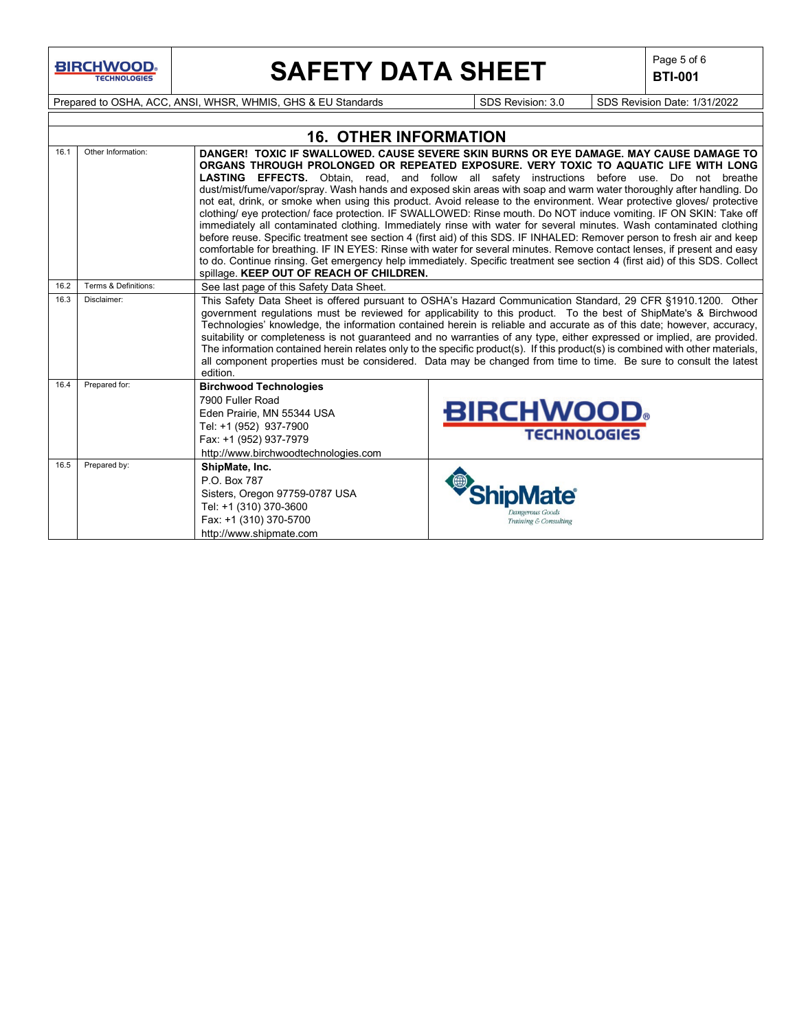## 16. OTHER INFORMATION

| | | |
|---|---|---|
| 16.1 | Other Information: | **DANGER! TOXIC IF SWALLOWED. CAUSE SEVERE SKIN BURNS OR EYE DAMAGE. MAY CAUSE DAMAGE TO ORGANS THROUGH PROLONGED OR REPEATED EXPOSURE. VERY TOXIC TO AQUATIC LIFE WITH LONG LASTING EFFECTS.** Obtain, read, and follow all safety instructions before use. Do not breathe dust/mist/fume/vapor/spray. Wash hands and exposed skin areas with soap and warm water thoroughly after handling. Do not eat, drink, or smoke when using this product. Avoid release to the environment. Wear protective gloves/ protective clothing/ eye protection/ face protection. IF SWALLOWED: Rinse mouth. Do NOT induce vomiting. IF ON SKIN: Take off immediately all contaminated clothing. Immediately rinse with water for several minutes. Wash contaminated clothing before reuse. Specific treatment see section 4 (first aid) of this SDS. IF INHALED: Remover person to fresh air and keep comfortable for breathing. IF IN EYES: Rinse with water for several minutes. Remove contact lenses, if present and easy to do. Continue rinsing. Get emergency help immediately. Specific treatment see section 4 (first aid) of this SDS. Collect spillage. **KEEP OUT OF REACH OF CHILDREN.** |
| 16.2 | Terms & Definitions: | See last page of this Safety Data Sheet. |
| 16.3 | Disclaimer: | This Safety Data Sheet is offered pursuant to OSHA's Hazard Communication Standard, 29 CFR §1910.1200. Other government regulations must be reviewed for applicability to this product. To the best of ShipMate's & Birchwood Technologies' knowledge, the information contained herein is reliable and accurate as of this date; however, accuracy, suitability or completeness is not guaranteed and no warranties of any type, either expressed or implied, are provided. The information contained herein relates only to the specific product(s). If this product(s) is combined with other materials, all component properties must be considered. Data may be changed from time to time. Be sure to consult the latest edition. |
| 16.4 | Prepared for: | **Birchwood Technologies**<br>7900 Fuller Road<br>Eden Prairie, MN 55344 USA<br>Tel: +1 (952) 937-7900<br>Fax: +1 (952) 937-7979<br>http://www.birchwoodtechnologies.com |
| 16.5 | Prepared by: | **ShipMate, Inc.**<br>P.O. Box 787<br>Sisters, Oregon 97759-0787 USA<br>Tel: +1 (310) 370-3600<br>Fax: +1 (310) 370-5700<br>http://www.shipmate.com |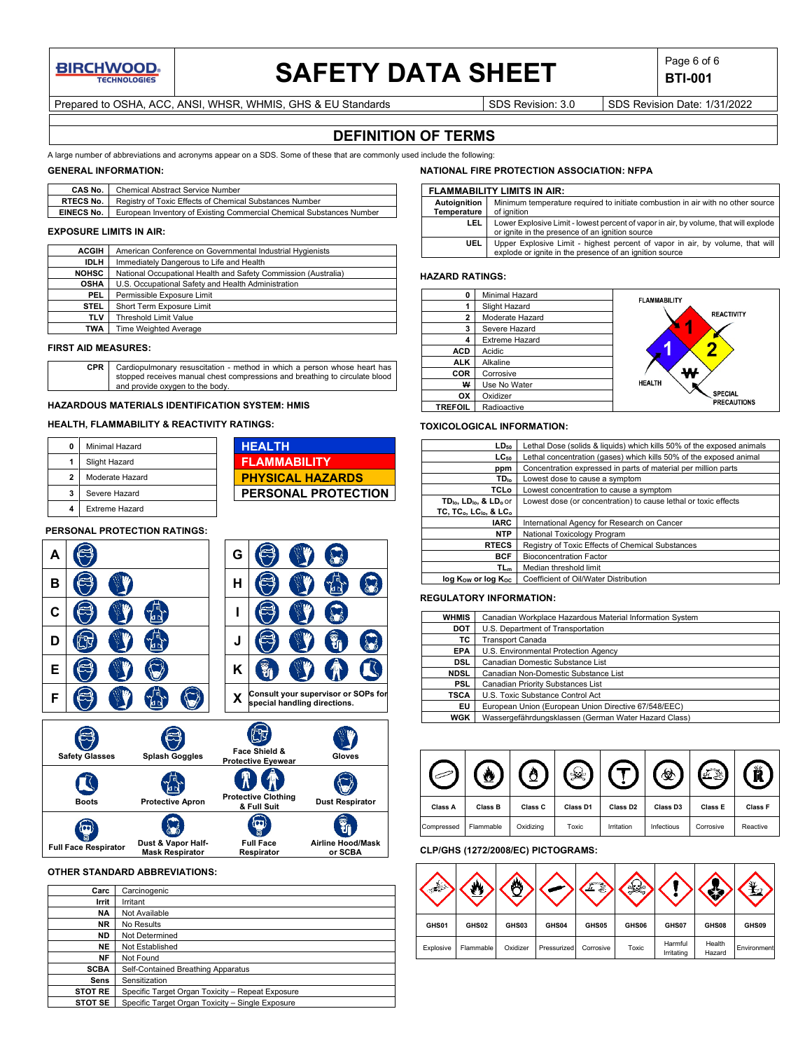# DEFINITION OF TERMS

A large number of abbreviations and acronyms appear on a SDS. Some of these that are commonly used include the following:

### GENERAL INFORMATION:

| | |
|---|---|
| CAS No. | Chemical Abstract Service Number |
| RTECS No. | Registry of Toxic Effects of Chemical Substances Number |
| EINECS No. | European Inventory of Existing Commercial Chemical Substances Number |

### EXPOSURE LIMITS IN AIR:

| | |
|---|---|
| ACGIH | American Conference on Governmental Industrial Hygienists |
| IDLH | Immediately Dangerous to Life and Health |
| NOHSC | National Occupational Health and Safety Commission (Australia) |
| OSHA | U.S. Occupational Safety and Health Administration |
| PEL | Permissible Exposure Limit |
| STEL | Short Term Exposure Limit |
| TLV | Threshold Limit Value |
| TWA | Time Weighted Average |

### FIRST AID MEASURES:

| | |
|---|---|
| CPR | Cardiopulmonary resuscitation - method in which a person whose heart has stopped receives manual chest compressions and breathing to circulate blood and provide oxygen to the body. |

### HAZARDOUS MATERIALS IDENTIFICATION SYSTEM: HMIS

### HEALTH, FLAMMABILITY & REACTIVITY RATINGS:

| | |
|---|---|
| 0 | Minimal Hazard |
| 1 | Slight Hazard |
| 2 | Moderate Hazard |
| 3 | Severe Hazard |
| 4 | Extreme Hazard |

HEALTH
FLAMMABILITY
PHYSICAL HAZARDS
PERSONAL PROTECTION

### PERSONAL PROTECTION RATINGS:

A, B, C, D, E, F, G, H, I, J, K

X Consult your supervisor or SOPs for special handling directions.

Safety Glasses, Splash Goggles, Face Shield & Protective Eyewear, Gloves, Boots, Protective Apron, Protective Clothing & Full Suit, Dust Respirator, Full Face Respirator, Dust & Vapor Half-Mask Respirator, Full Face Respirator, Airline Hood/Mask or SCBA

### OTHER STANDARD ABBREVIATIONS:

| | |
|---|---|
| Carc | Carcinogenic |
| Irrit | Irritant |
| NA | Not Available |
| NR | No Results |
| ND | Not Determined |
| NE | Not Established |
| NF | Not Found |
| SCBA | Self-Contained Breathing Apparatus |
| Sens | Sensitization |
| STOT RE | Specific Target Organ Toxicity – Repeat Exposure |
| STOT SE | Specific Target Organ Toxicity – Single Exposure |

### NATIONAL FIRE PROTECTION ASSOCIATION: NFPA

| FLAMMABILITY LIMITS IN AIR: | |
|---|---|
| Autoignition Temperature | Minimum temperature required to initiate combustion in air with no other source of ignition |
| LEL | Lower Explosive Limit - lowest percent of vapor in air, by volume, that will explode or ignite in the presence of an ignition source |
| UEL | Upper Explosive Limit - highest percent of vapor in air, by volume, that will explode or ignite in the presence of an ignition source |

### HAZARD RATINGS:

| | |
|---|---|
| 0 | Minimal Hazard |
| 1 | Slight Hazard |
| 2 | Moderate Hazard |
| 3 | Severe Hazard |
| 4 | Extreme Hazard |
| ACD | Acidic |
| ALK | Alkaline |
| COR | Corrosive |
| W̶ | Use No Water |
| OX | Oxidizer |
| TREFOIL | Radioactive |

FLAMMABILITY
REACTIVITY
HEALTH
SPECIAL PRECAUTIONS
1
1
2
W̶

### TOXICOLOGICAL INFORMATION:

| | |
|---|---|
| $LD_{50}$ | Lethal Dose (solids & liquids) which kills 50% of the exposed animals |
| $LC_{50}$ | Lethal concentration (gases) which kills 50% of the exposed animal |
| ppm | Concentration expressed in parts of material per million parts |
| $TD_{lo}$ | Lowest dose to cause a symptom |
| TCLo | Lowest concentration to cause a symptom |
| $TD_{lo}$, $LD_{lo}$, & $LD_o$ or TC, $TC_o$, $LC_{lo}$, & $LC_o$ | Lowest dose (or concentration) to cause lethal or toxic effects |
| IARC | International Agency for Research on Cancer |
| NTP | National Toxicology Program |
| RTECS | Registry of Toxic Effects of Chemical Substances |
| BCF | Bioconcentration Factor |
| $TL_m$ | Median threshold limit |
| log $K_{OW}$ or log $K_{OC}$ | Coefficient of Oil/Water Distribution |

### REGULATORY INFORMATION:

| | |
|---|---|
| WHMIS | Canadian Workplace Hazardous Material Information System |
| DOT | U.S. Department of Transportation |
| TC | Transport Canada |
| EPA | U.S. Environmental Protection Agency |
| DSL | Canadian Domestic Substance List |
| NDSL | Canadian Non-Domestic Substance List |
| PSL | Canadian Priority Substances List |
| TSCA | U.S. Toxic Substance Control Act |
| EU | European Union (European Union Directive 67/548/EEC) |
| WGK | Wassergefährdungsklassen (German Water Hazard Class) |

| Class A | Class B | Class C | Class D1 | Class D2 | Class D3 | Class E | Class F |
|---|---|---|---|---|---|---|---|
| Compressed | Flammable | Oxidizing | Toxic | Irritation | Infectious | Corrosive | Reactive |

### CLP/GHS (1272/2008/EC) PICTOGRAMS:

| GHS01 | GHS02 | GHS03 | GHS04 | GHS05 | GHS06 | GHS07 | GHS08 | GHS09 |
|---|---|---|---|---|---|---|---|---|
| Explosive | Flammable | Oxidizer | Pressurized | Corrosive | Toxic | Harmful Irritating | Health Hazard | Environment |